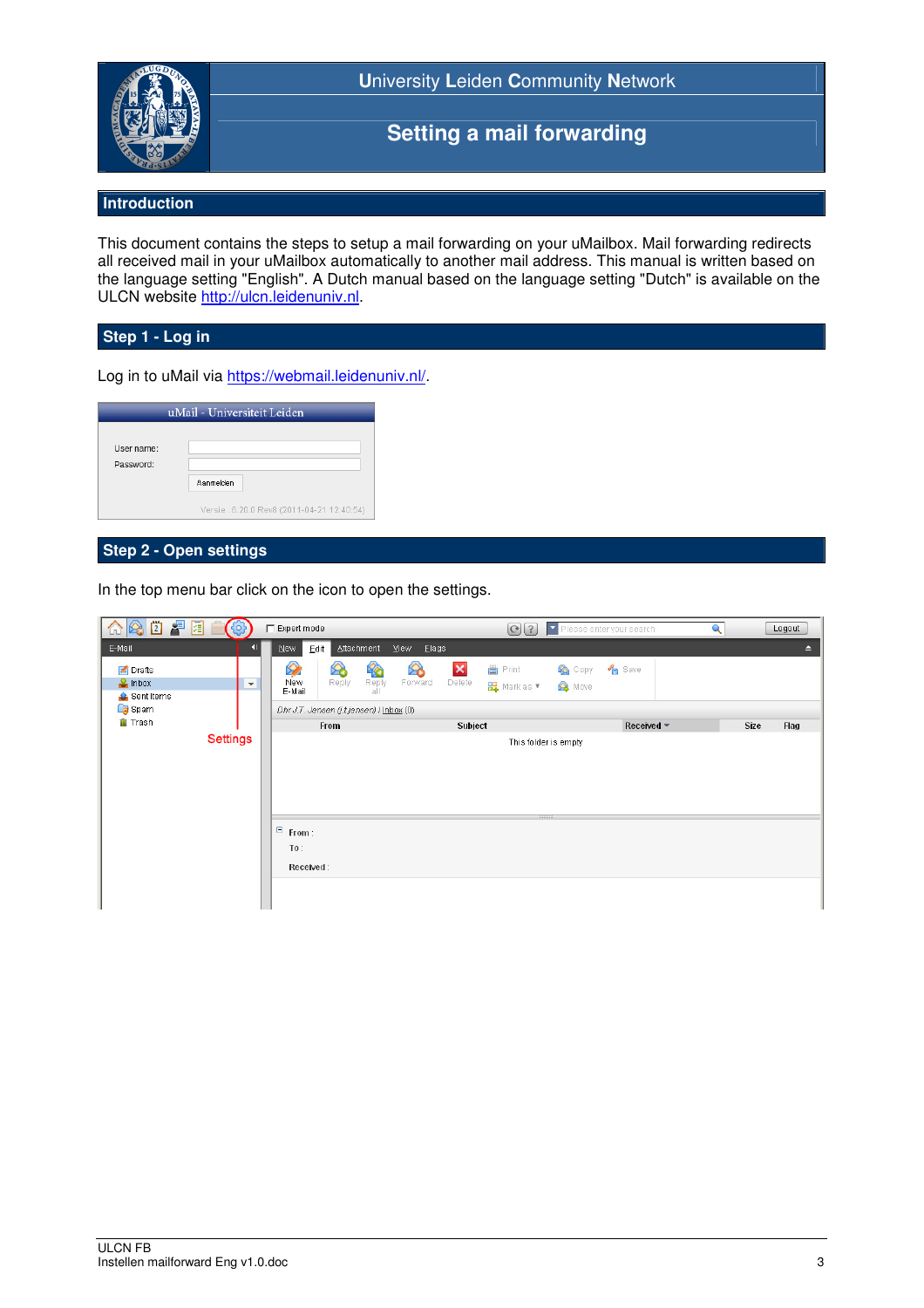# University Leiden Community Network

# Setting a mail forwarding

## Introduction

This document contains the steps to setup a mail forwarding on your uMailbox. Mail forwarding redirects all received mail in your uMailbox automatically to another mail address. This manual is written based on the language setting "English". A Dutch manual based on the language setting "Dutch" is available on the ULCN website http://ulcn.leidenuniv.nl.

## Step 1 - Log in

Log in to uMail via https://webmail.leidenuniv.nl/.

## Step 2 - Open settings

In the top menu bar click on the icon to open the settings.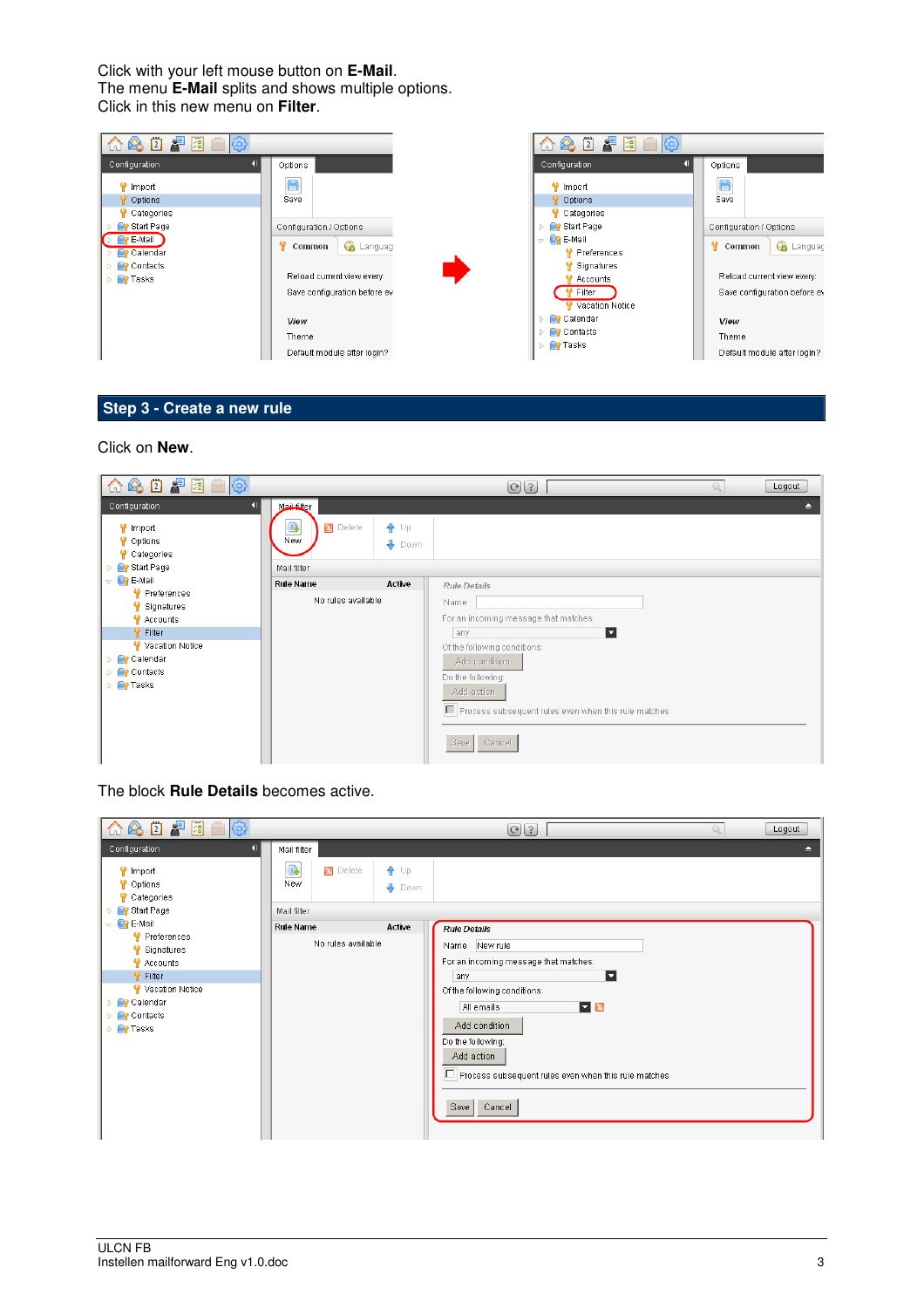Click with your left mouse button on **E-Mail**.
The menu **E-Mail** splits and shows multiple options.
Click in this new menu on **Filter**.

## Step 3 - Create a new rule

Click on **New**.

The block **Rule Details** becomes active.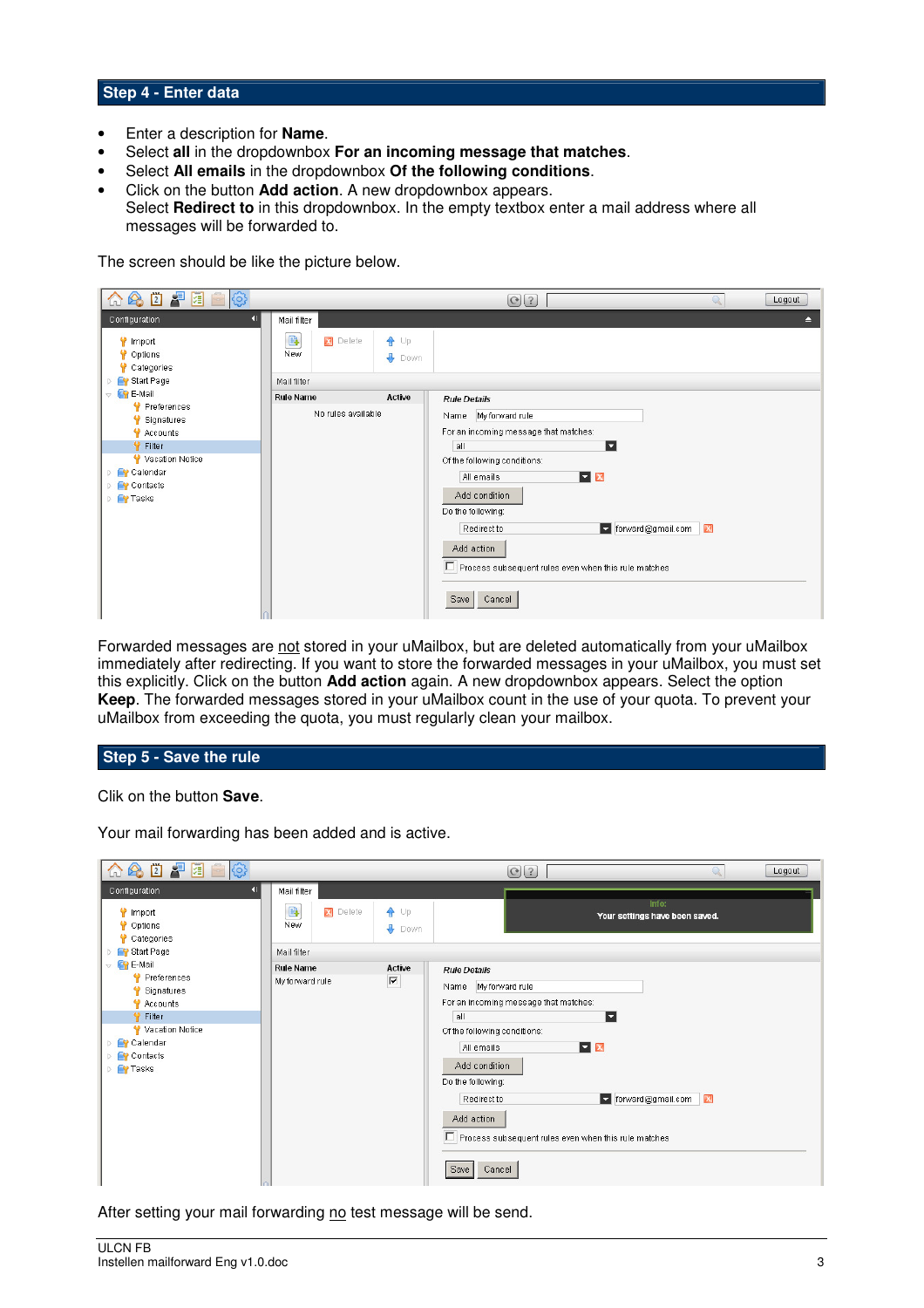## Step 4 - Enter data

- Enter a description for **Name**.
- Select **all** in the dropdownbox **For an incoming message that matches**.
- Select **All emails** in the dropdownbox **Of the following conditions**.
- Click on the button **Add action**. A new dropdownbox appears.
  Select **Redirect to** in this dropdownbox. In the empty textbox enter a mail address where all messages will be forwarded to.

The screen should be like the picture below.

Forwarded messages are not stored in your uMailbox, but are deleted automatically from your uMailbox immediately after redirecting. If you want to store the forwarded messages in your uMailbox, you must set this explicitly. Click on the button **Add action** again. A new dropdownbox appears. Select the option **Keep**. The forwarded messages stored in your uMailbox count in the use of your quota. To prevent your uMailbox from exceeding the quota, you must regularly clean your mailbox.

## Step 5 - Save the rule

Clik on the button **Save**.

Your mail forwarding has been added and is active.

After setting your mail forwarding no test message will be send.